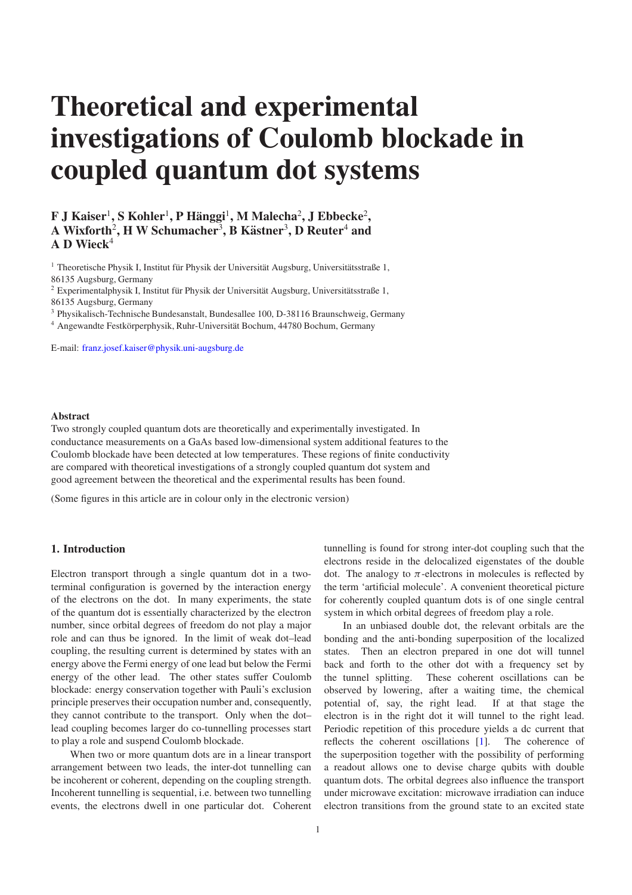# Theoretical and experimental investigations of Coulomb blockade in coupled quantum dot systems

**F J Kaiser[1], S Kohler[1], P Hänggi[1], M Malecha[2], J Ebbecke[2], A Wixforth[2], H W Schumacher[3], B Kästner[3], D Reuter[4] and A D Wieck[4]**

[1] Theoretische Physik I, Institut für Physik der Universität Augsburg, Universitätsstraße 1, 86135 Augsburg, Germany

[2] Experimentalphysik I, Institut für Physik der Universität Augsburg, Universitätsstraße 1, 86135 Augsburg, Germany

[3] Physikalisch-Technische Bundesanstalt, Bundesallee 100, D-38116 Braunschweig, Germany

[4] Angewandte Festkörperphysik, Ruhr-Universität Bochum, 44780 Bochum, Germany

E-mail: franz.josef.kaiser@physik.uni-augsburg.de

**Abstract**

Two strongly coupled quantum dots are theoretically and experimentally investigated. In conductance measurements on a GaAs based low-dimensional system additional features to the Coulomb blockade have been detected at low temperatures. These regions of finite conductivity are compared with theoretical investigations of a strongly coupled quantum dot system and good agreement between the theoretical and the experimental results has been found.

(Some figures in this article are in colour only in the electronic version)

## 1. Introduction

Electron transport through a single quantum dot in a two-terminal configuration is governed by the interaction energy of the electrons on the dot. In many experiments, the state of the quantum dot is essentially characterized by the electron number, since orbital degrees of freedom do not play a major role and can thus be ignored. In the limit of weak dot–lead coupling, the resulting current is determined by states with an energy above the Fermi energy of one lead but below the Fermi energy of the other lead. The other states suffer Coulomb blockade: energy conservation together with Pauli's exclusion principle preserves their occupation number and, consequently, they cannot contribute to the transport. Only when the dot–lead coupling becomes larger do co-tunnelling processes start to play a role and suspend Coulomb blockade.

When two or more quantum dots are in a linear transport arrangement between two leads, the inter-dot tunnelling can be incoherent or coherent, depending on the coupling strength. Incoherent tunnelling is sequential, i.e. between two tunnelling events, the electrons dwell in one particular dot. Coherent tunnelling is found for strong inter-dot coupling such that the electrons reside in the delocalized eigenstates of the double dot. The analogy to $\pi$-electrons in molecules is reflected by the term 'artificial molecule'. A convenient theoretical picture for coherently coupled quantum dots is of one single central system in which orbital degrees of freedom play a role.

In an unbiased double dot, the relevant orbitals are the bonding and the anti-bonding superposition of the localized states. Then an electron prepared in one dot will tunnel back and forth to the other dot with a frequency set by the tunnel splitting. These coherent oscillations can be observed by lowering, after a waiting time, the chemical potential of, say, the right lead. If at that stage the electron is in the right dot it will tunnel to the right lead. Periodic repetition of this procedure yields a dc current that reflects the coherent oscillations [1]. The coherence of the superposition together with the possibility of performing a readout allows one to devise charge qubits with double quantum dots. The orbital degrees also influence the transport under microwave excitation: microwave irradiation can induce electron transitions from the ground state to an excited state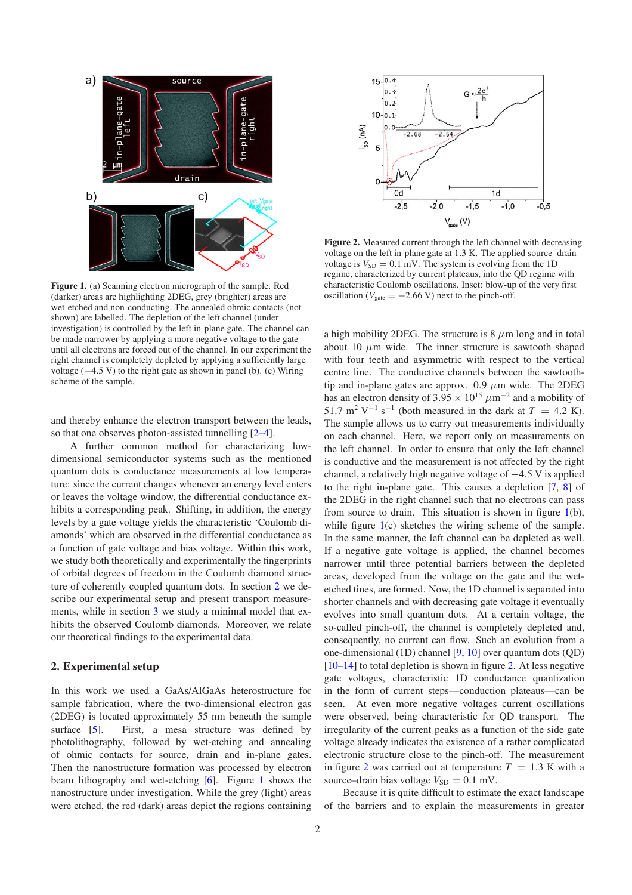**Figure 1.** (a) Scanning electron micrograph of the sample. Red (darker) areas are highlighting 2DEG, grey (brighter) areas are wet-etched and non-conducting. The annealed ohmic contacts (not shown) are labelled. The depletion of the left channel (under investigation) is controlled by the left in-plane gate. The channel can be made narrower by applying a more negative voltage to the gate until all electrons are forced out of the channel. In our experiment the right channel is completely depleted by applying a sufficiently large voltage (−4.5 V) to the right gate as shown in panel (b). (c) Wiring scheme of the sample.

**Figure 2.** Measured current through the left channel with decreasing voltage on the left in-plane gate at 1.3 K. The applied source–drain voltage is $V_{\mathrm{SD}} = 0.1$ mV. The system is evolving from the 1D regime, characterized by current plateaus, into the QD regime with characteristic Coulomb oscillations. Inset: blow-up of the very first oscillation ($V_{\mathrm{gate}} = -2.66$ V) next to the pinch-off.

and thereby enhance the electron transport between the leads, so that one observes photon-assisted tunnelling [2–4].

A further common method for characterizing low-dimensional semiconductor systems such as the mentioned quantum dots is conductance measurements at low temperature: since the current changes whenever an energy level enters or leaves the voltage window, the differential conductance exhibits a corresponding peak. Shifting, in addition, the energy levels by a gate voltage yields the characteristic 'Coulomb diamonds' which are observed in the differential conductance as a function of gate voltage and bias voltage. Within this work, we study both theoretically and experimentally the fingerprints of orbital degrees of freedom in the Coulomb diamond structure of coherently coupled quantum dots. In section 2 we describe our experimental setup and present transport measurements, while in section 3 we study a minimal model that exhibits the observed Coulomb diamonds. Moreover, we relate our theoretical findings to the experimental data.

## 2. Experimental setup

In this work we used a GaAs/AlGaAs heterostructure for sample fabrication, where the two-dimensional electron gas (2DEG) is located approximately 55 nm beneath the sample surface [5]. First, a mesa structure was defined by photolithography, followed by wet-etching and annealing of ohmic contacts for source, drain and in-plane gates. Then the nanostructure formation was processed by electron beam lithography and wet-etching [6]. Figure 1 shows the nanostructure under investigation. While the grey (light) areas were etched, the red (dark) areas depict the regions containing a high mobility 2DEG. The structure is 8 $\mu$m long and in total about 10 $\mu$m wide. The inner structure is sawtooth shaped with four teeth and asymmetric with respect to the vertical centre line. The conductive channels between the sawtooth-tip and in-plane gates are approx. 0.9 $\mu$m wide. The 2DEG has an electron density of $3.95 \times 10^{15}$ $\mu$m$^{-2}$ and a mobility of 51.7 m$^2$ V$^{-1}$ s$^{-1}$ (both measured in the dark at $T = 4.2$ K). The sample allows us to carry out measurements individually on each channel. Here, we report only on measurements on the left channel. In order to ensure that only the left channel is conductive and the measurement is not affected by the right channel, a relatively high negative voltage of −4.5 V is applied to the right in-plane gate. This causes a depletion [7, 8] of the 2DEG in the right channel such that no electrons can pass from source to drain. This situation is shown in figure 1(b), while figure 1(c) sketches the wiring scheme of the sample. In the same manner, the left channel can be depleted as well. If a negative gate voltage is applied, the channel becomes narrower until three potential barriers between the depleted areas, developed from the voltage on the gate and the wet-etched tines, are formed. Now, the 1D channel is separated into shorter channels and with decreasing gate voltage it eventually evolves into small quantum dots. At a certain voltage, the so-called pinch-off, the channel is completely depleted and, consequently, no current can flow. Such an evolution from a one-dimensional (1D) channel [9, 10] over quantum dots (QD) [10–14] to total depletion is shown in figure 2. At less negative gate voltages, characteristic 1D conductance quantization in the form of current steps—conduction plateaus—can be seen. At even more negative voltages current oscillations were observed, being characteristic for QD transport. The irregularity of the current peaks as a function of the side gate voltage already indicates the existence of a rather complicated electronic structure close to the pinch-off. The measurement in figure 2 was carried out at temperature $T = 1.3$ K with a source–drain bias voltage $V_{\mathrm{SD}} = 0.1$ mV.

Because it is quite difficult to estimate the exact landscape of the barriers and to explain the measurements in greater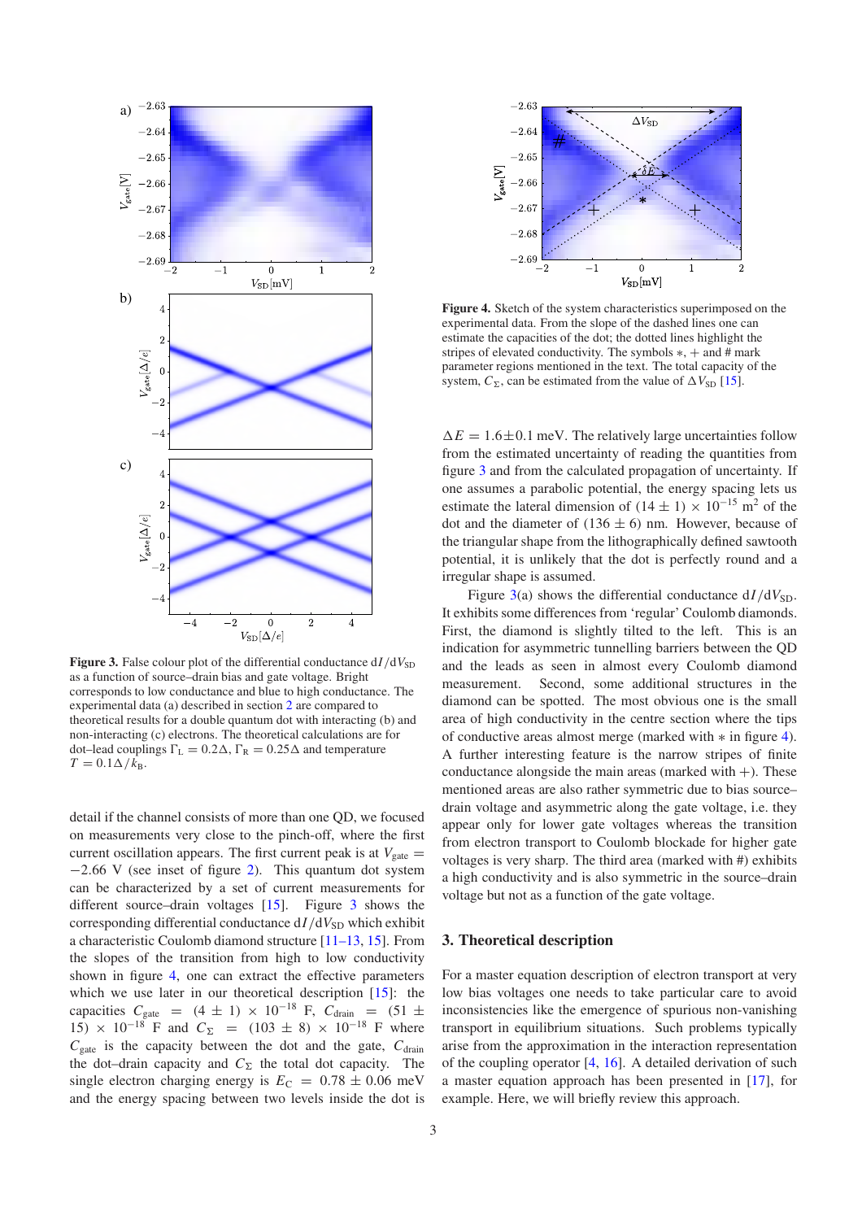**Figure 3.** False colour plot of the differential conductance $dI/dV_{SD}$ as a function of source–drain bias and gate voltage. Bright corresponds to low conductance and blue to high conductance. The experimental data (a) described in section 2 are compared to theoretical results for a double quantum dot with interacting (b) and non-interacting (c) electrons. The theoretical calculations are for dot–lead couplings $\Gamma_L = 0.2\Delta$, $\Gamma_R = 0.25\Delta$ and temperature $T = 0.1\Delta/k_B$.

**Figure 4.** Sketch of the system characteristics superimposed on the experimental data. From the slope of the dashed lines one can estimate the capacities of the dot; the dotted lines highlight the stripes of elevated conductivity. The symbols $*$, $+$ and # mark parameter regions mentioned in the text. The total capacity of the system, $C_\Sigma$, can be estimated from the value of $\Delta V_{SD}$ [15].

detail if the channel consists of more than one QD, we focused on measurements very close to the pinch-off, where the first current oscillation appears. The first current peak is at $V_{gate} = -2.66$ V (see inset of figure 2). This quantum dot system can be characterized by a set of current measurements for different source–drain voltages [15]. Figure 3 shows the corresponding differential conductance $dI/dV_{SD}$ which exhibit a characteristic Coulomb diamond structure [11–13, 15]. From the slopes of the transition from high to low conductivity shown in figure 4, one can extract the effective parameters which we use later in our theoretical description [15]: the capacities $C_{gate} = (4 \pm 1) \times 10^{-18}$ F, $C_{drain} = (51 \pm 15) \times 10^{-18}$ F and $C_\Sigma = (103 \pm 8) \times 10^{-18}$ F where $C_{gate}$ is the capacity between the dot and the gate, $C_{drain}$ the dot–drain capacity and $C_\Sigma$ the total dot capacity. The single electron charging energy is $E_C = 0.78 \pm 0.06$ meV and the energy spacing between two levels inside the dot is $\Delta E = 1.6 \pm 0.1$ meV. The relatively large uncertainties follow from the estimated uncertainty of reading the quantities from figure 3 and from the calculated propagation of uncertainty. If one assumes a parabolic potential, the energy spacing lets us estimate the lateral dimension of $(14 \pm 1) \times 10^{-15}$ m$^2$ of the dot and the diameter of $(136 \pm 6)$ nm. However, because of the triangular shape from the lithographically defined sawtooth potential, it is unlikely that the dot is perfectly round and a irregular shape is assumed.

Figure 3(a) shows the differential conductance $dI/dV_{SD}$. It exhibits some differences from 'regular' Coulomb diamonds. First, the diamond is slightly tilted to the left. This is an indication for asymmetric tunnelling barriers between the QD and the leads as seen in almost every Coulomb diamond measurement. Second, some additional structures in the diamond can be spotted. The most obvious one is the small area of high conductivity in the centre section where the tips of conductive areas almost merge (marked with $*$ in figure 4). A further interesting feature is the narrow stripes of finite conductance alongside the main areas (marked with $+$). These mentioned areas are also rather symmetric due to bias source–drain voltage and asymmetric along the gate voltage, i.e. they appear only for lower gate voltages whereas the transition from electron transport to Coulomb blockade for higher gate voltages is very sharp. The third area (marked with #) exhibits a high conductivity and is also symmetric in the source–drain voltage but not as a function of the gate voltage.

## 3. Theoretical description

For a master equation description of electron transport at very low bias voltages one needs to take particular care to avoid inconsistencies like the emergence of spurious non-vanishing transport in equilibrium situations. Such problems typically arise from the approximation in the interaction representation of the coupling operator [4, 16]. A detailed derivation of such a master equation approach has been presented in [17], for example. Here, we will briefly review this approach.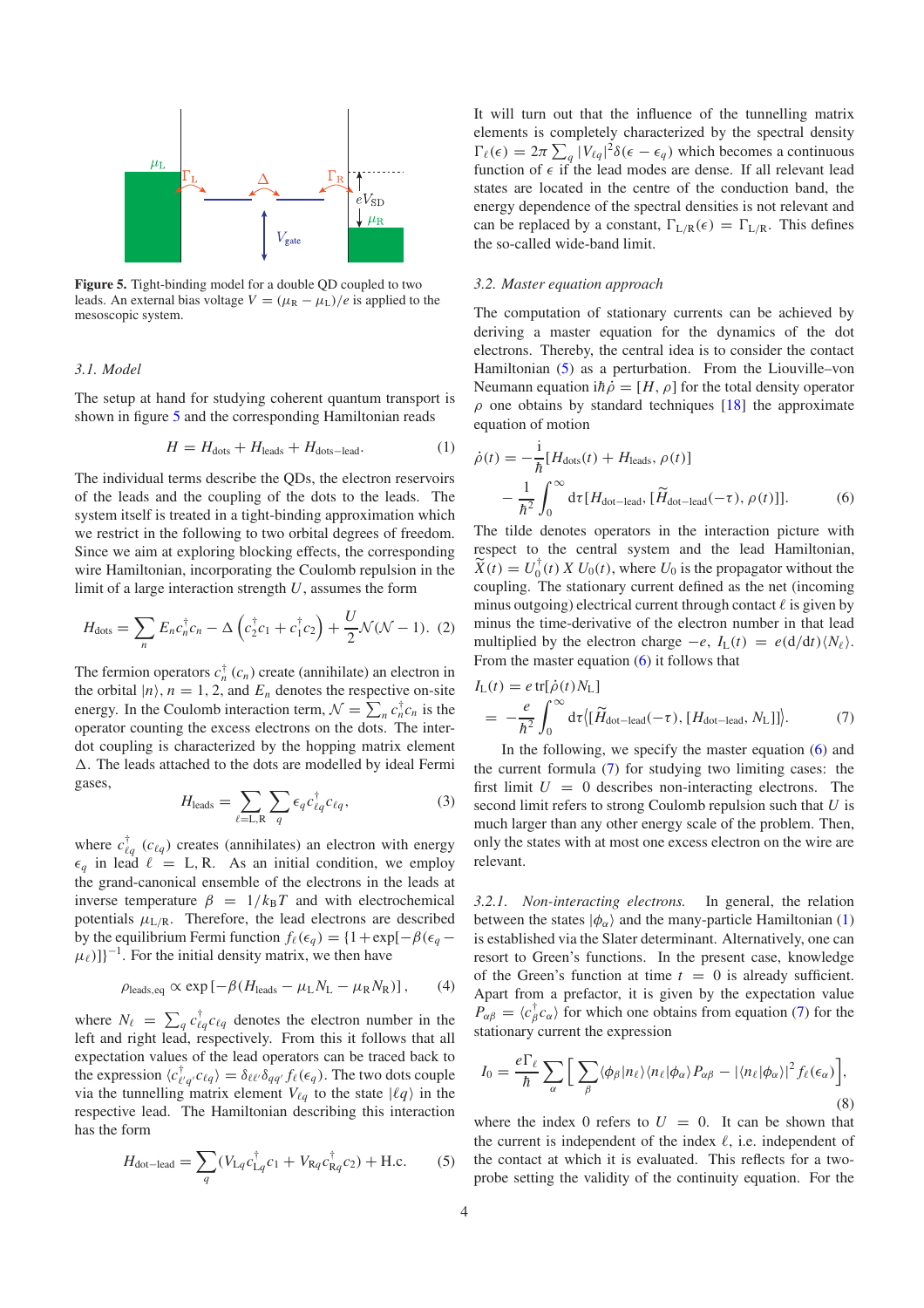**Figure 5.** Tight-binding model for a double QD coupled to two leads. An external bias voltage $V = (\mu_R - \mu_L)/e$ is applied to the mesoscopic system.

### 3.1. Model

The setup at hand for studying coherent quantum transport is shown in figure 5 and the corresponding Hamiltonian reads

$$H = H_{\text{dots}} + H_{\text{leads}} + H_{\text{dots-lead}}. \tag{1}$$

The individual terms describe the QDs, the electron reservoirs of the leads and the coupling of the dots to the leads. The system itself is treated in a tight-binding approximation which we restrict in the following to two orbital degrees of freedom. Since we aim at exploring blocking effects, the corresponding wire Hamiltonian, incorporating the Coulomb repulsion in the limit of a large interaction strength $U$, assumes the form

$$H_{\text{dots}} = \sum_n E_n c_n^\dagger c_n - \Delta\left(c_2^\dagger c_1 + c_1^\dagger c_2\right) + \frac{U}{2}\mathcal{N}(\mathcal{N}-1). \tag{2}$$

The fermion operators $c_n^\dagger$ ($c_n$) create (annihilate) an electron in the orbital $|n\rangle$, $n = 1, 2$, and $E_n$ denotes the respective on-site energy. In the Coulomb interaction term, $\mathcal{N} = \sum_n c_n^\dagger c_n$ is the operator counting the excess electrons on the dots. The inter-dot coupling is characterized by the hopping matrix element $\Delta$. The leads attached to the dots are modelled by ideal Fermi gases,

$$H_{\text{leads}} = \sum_{\ell=\text{L,R}} \sum_q \epsilon_q c_{\ell q}^\dagger c_{\ell q}, \tag{3}$$

where $c_{\ell q}^\dagger$ ($c_{\ell q}$) creates (annihilates) an electron with energy $\epsilon_q$ in lead $\ell = \text{L, R}$. As an initial condition, we employ the grand-canonical ensemble of the electrons in the leads at inverse temperature $\beta = 1/k_B T$ and with electrochemical potentials $\mu_{\text{L/R}}$. Therefore, the lead electrons are described by the equilibrium Fermi function $f_\ell(\epsilon_q) = \{1+\exp[-\beta(\epsilon_q - \mu_\ell)]\}^{-1}$. For the initial density matrix, we then have

$$\rho_{\text{leads,eq}} \propto \exp\left[-\beta(H_{\text{leads}} - \mu_L N_L - \mu_R N_R)\right], \tag{4}$$

where $N_\ell = \sum_q c_{\ell q}^\dagger c_{\ell q}$ denotes the electron number in the left and right lead, respectively. From this it follows that all expectation values of the lead operators can be traced back to the expression $\langle c_{\ell' q'}^\dagger c_{\ell q}\rangle = \delta_{\ell\ell'}\delta_{qq'} f_\ell(\epsilon_q)$. The two dots couple via the tunnelling matrix element $V_{\ell q}$ to the state $|\ell q\rangle$ in the respective lead. The Hamiltonian describing this interaction has the form

$$H_{\text{dot-lead}} = \sum_q (V_{Lq} c_{Lq}^\dagger c_1 + V_{Rq} c_{Rq}^\dagger c_2) + \text{H.c.} \tag{5}$$

It will turn out that the influence of the tunnelling matrix elements is completely characterized by the spectral density $\Gamma_\ell(\epsilon) = 2\pi \sum_q |V_{\ell q}|^2 \delta(\epsilon - \epsilon_q)$ which becomes a continuous function of $\epsilon$ if the lead modes are dense. If all relevant lead states are located in the centre of the conduction band, the energy dependence of the spectral densities is not relevant and can be replaced by a constant, $\Gamma_{\text{L/R}}(\epsilon) = \Gamma_{\text{L/R}}$. This defines the so-called wide-band limit.

### 3.2. Master equation approach

The computation of stationary currents can be achieved by deriving a master equation for the dynamics of the dot electrons. Thereby, the central idea is to consider the contact Hamiltonian (5) as a perturbation. From the Liouville–von Neumann equation $i\hbar\dot{\rho} = [H, \rho]$ for the total density operator $\rho$ one obtains by standard techniques [18] the approximate equation of motion

$$\dot{\rho}(t) = -\frac{i}{\hbar}[H_{\text{dots}}(t) + H_{\text{leads}}, \rho(t)] - \frac{1}{\hbar^2}\int_0^\infty d\tau [H_{\text{dot-lead}}, [\widetilde{H}_{\text{dot-lead}}(-\tau), \rho(t)]]. \tag{6}$$

The tilde denotes operators in the interaction picture with respect to the central system and the lead Hamiltonian, $\widetilde{X}(t) = U_0^\dagger(t)\, X\, U_0(t)$, where $U_0$ is the propagator without the coupling. The stationary current defined as the net (incoming minus outgoing) electrical current through contact $\ell$ is given by minus the time-derivative of the electron number in that lead multiplied by the electron charge $-e$, $I_L(t) = e(\mathrm{d}/\mathrm{d}t)\langle N_\ell\rangle$. From the master equation (6) it follows that

$$I_L(t) = e\,\mathrm{tr}[\dot{\rho}(t) N_L] = -\frac{e}{\hbar^2}\int_0^\infty d\tau \left\langle [\widetilde{H}_{\text{dot-lead}}(-\tau), [H_{\text{dot-lead}}, N_L]]\right\rangle. \tag{7}$$

In the following, we specify the master equation (6) and the current formula (7) for studying two limiting cases: the first limit $U = 0$ describes non-interacting electrons. The second limit refers to strong Coulomb repulsion such that $U$ is much larger than any other energy scale of the problem. Then, only the states with at most one excess electron on the wire are relevant.

#### 3.2.1. *Non-interacting electrons.*

In general, the relation between the states $|\phi_\alpha\rangle$ and the many-particle Hamiltonian (1) is established via the Slater determinant. Alternatively, one can resort to Green's functions. In the present case, knowledge of the Green's function at time $t = 0$ is already sufficient. Apart from a prefactor, it is given by the expectation value $P_{\alpha\beta} = \langle c_\beta^\dagger c_\alpha\rangle$ for which one obtains from equation (7) for the stationary current the expression

$$I_0 = \frac{e\Gamma_\ell}{\hbar}\sum_\alpha \left[\sum_\beta \langle\phi_\beta|n_\ell\rangle\langle n_\ell|\phi_\alpha\rangle P_{\alpha\beta} - |\langle n_\ell|\phi_\alpha\rangle|^2 f_\ell(\epsilon_\alpha)\right], \tag{8}$$

where the index 0 refers to $U = 0$. It can be shown that the current is independent of the index $\ell$, i.e. independent of the contact at which it is evaluated. This reflects for a two-probe setting the validity of the continuity equation. For the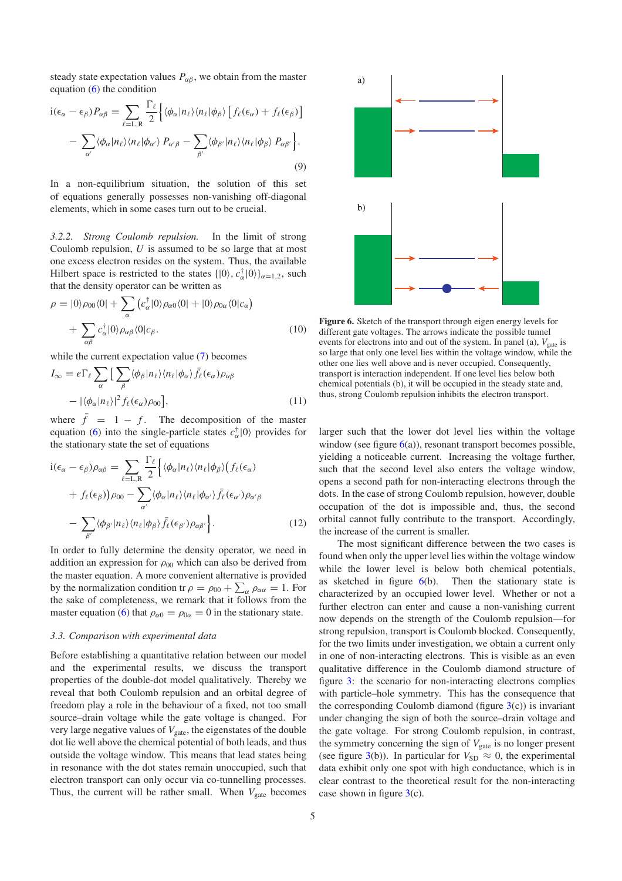steady state expectation values $P_{\alpha\beta}$, we obtain from the master equation (6) the condition

$$
\begin{aligned}
\mathrm{i}(\epsilon_\alpha - \epsilon_\beta) P_{\alpha\beta} = \sum_{\ell=\mathrm{L,R}} \frac{\Gamma_\ell}{2} \Big\{ \langle\phi_\alpha|n_\ell\rangle\langle n_\ell|\phi_\beta\rangle \left[ f_\ell(\epsilon_\alpha) + f_\ell(\epsilon_\beta) \right] \\
- \sum_{\alpha'} \langle\phi_\alpha|n_\ell\rangle\langle n_\ell|\phi_{\alpha'}\rangle \, P_{\alpha'\beta} - \sum_{\beta'} \langle\phi_{\beta'}|n_\ell\rangle\langle n_\ell|\phi_\beta\rangle \, P_{\alpha\beta'} \Big\}.
\end{aligned}
\tag{9}
$$

In a non-equilibrium situation, the solution of this set of equations generally possesses non-vanishing off-diagonal elements, which in some cases turn out to be crucial.

*3.2.2. Strong Coulomb repulsion.* In the limit of strong Coulomb repulsion, $U$ is assumed to be so large that at most one excess electron resides on the system. Thus, the available Hilbert space is restricted to the states $\{|0\rangle, c_\alpha^\dagger|0\rangle\}_{\alpha=1,2}$, such that the density operator can be written as

$$
\begin{aligned}
\rho = |0\rangle\rho_{00}\langle 0| + \sum_\alpha \left( c_\alpha^\dagger|0\rangle\rho_{\alpha 0}\langle 0| + |0\rangle\rho_{0\alpha}\langle 0|c_\alpha \right) \\
+ \sum_{\alpha\beta} c_\alpha^\dagger|0\rangle\rho_{\alpha\beta}\langle 0|c_\beta.
\end{aligned}
\tag{10}
$$

while the current expectation value (7) becomes

$$
\begin{aligned}
I_\infty = e\Gamma_\ell \sum_\alpha \Big[ \sum_\beta \langle\phi_\beta|n_\ell\rangle\langle n_\ell|\phi_\alpha\rangle \, \bar f_\ell(\epsilon_\alpha)\rho_{\alpha\beta} \\
- |\langle\phi_\alpha|n_\ell\rangle|^2 f_\ell(\epsilon_\alpha)\rho_{00} \Big],
\end{aligned}
\tag{11}
$$

where $\bar f = 1 - f$. The decomposition of the master equation (6) into the single-particle states $c_\alpha^\dagger|0\rangle$ provides for the stationary state the set of equations

$$
\begin{aligned}
\mathrm{i}(\epsilon_\alpha - \epsilon_\beta)\rho_{\alpha\beta} = \sum_{\ell=\mathrm{L,R}} \frac{\Gamma_\ell}{2} \Big\{ \langle\phi_\alpha|n_\ell\rangle\langle n_\ell|\phi_\beta\rangle \big( f_\ell(\epsilon_\alpha) \\
+ f_\ell(\epsilon_\beta) \big) \rho_{00} - \sum_{\alpha'} \langle\phi_\alpha|n_\ell\rangle\langle n_\ell|\phi_{\alpha'}\rangle \, \bar f_\ell(\epsilon_{\alpha'})\rho_{\alpha'\beta} \\
- \sum_{\beta'} \langle\phi_{\beta'}|n_\ell\rangle\langle n_\ell|\phi_\beta\rangle \, \bar f_\ell(\epsilon_{\beta'})\rho_{\alpha\beta'} \Big\}.
\end{aligned}
\tag{12}
$$

In order to fully determine the density operator, we need in addition an expression for $\rho_{00}$ which can also be derived from the master equation. A more convenient alternative is provided by the normalization condition $\mathrm{tr}\,\rho = \rho_{00} + \sum_\alpha \rho_{\alpha\alpha} = 1$. For the sake of completeness, we remark that it follows from the master equation (6) that $\rho_{\alpha 0} = \rho_{0\alpha} = 0$ in the stationary state.

### 3.3. Comparison with experimental data

Before establishing a quantitative relation between our model and the experimental results, we discuss the transport properties of the double-dot model qualitatively. Thereby we reveal that both Coulomb repulsion and an orbital degree of freedom play a role in the behaviour of a fixed, not too small source–drain voltage while the gate voltage is changed. For very large negative values of $V_{\mathrm{gate}}$, the eigenstates of the double dot lie well above the chemical potential of both leads, and thus outside the voltage window. This means that lead states being in resonance with the dot states remain unoccupied, such that electron transport can only occur via co-tunnelling processes. Thus, the current will be rather small. When $V_{\mathrm{gate}}$ becomes larger such that the lower dot level lies within the voltage window (see figure 6(a)), resonant transport becomes possible, yielding a noticeable current. Increasing the voltage further, such that the second level also enters the voltage window, opens a second path for non-interacting electrons through the dots. In the case of strong Coulomb repulsion, however, double occupation of the dot is impossible and, thus, the second orbital cannot fully contribute to the transport. Accordingly, the increase of the current is smaller.

**Figure 6.** Sketch of the transport through eigen energy levels for different gate voltages. The arrows indicate the possible tunnel events for electrons into and out of the system. In panel (a), $V_{\mathrm{gate}}$ is so large that only one level lies within the voltage window, while the other one lies well above and is never occupied. Consequently, transport is interaction independent. If one level lies below both chemical potentials (b), it will be occupied in the steady state and, thus, strong Coulomb repulsion inhibits the electron transport.

The most significant difference between the two cases is found when only the upper level lies within the voltage window while the lower level is below both chemical potentials, as sketched in figure 6(b). Then the stationary state is characterized by an occupied lower level. Whether or not a further electron can enter and cause a non-vanishing current now depends on the strength of the Coulomb repulsion—for strong repulsion, transport is Coulomb blocked. Consequently, for the two limits under investigation, we obtain a current only in one of non-interacting electrons. This is visible as an even qualitative difference in the Coulomb diamond structure of figure 3: the scenario for non-interacting electrons complies with particle–hole symmetry. This has the consequence that the corresponding Coulomb diamond (figure 3(c)) is invariant under changing the sign of both the source–drain voltage and the gate voltage. For strong Coulomb repulsion, in contrast, the symmetry concerning the sign of $V_{\mathrm{gate}}$ is no longer present (see figure 3(b)). In particular for $V_{\mathrm{SD}} \approx 0$, the experimental data exhibit only one spot with high conductance, which is in clear contrast to the theoretical result for the non-interacting case shown in figure 3(c).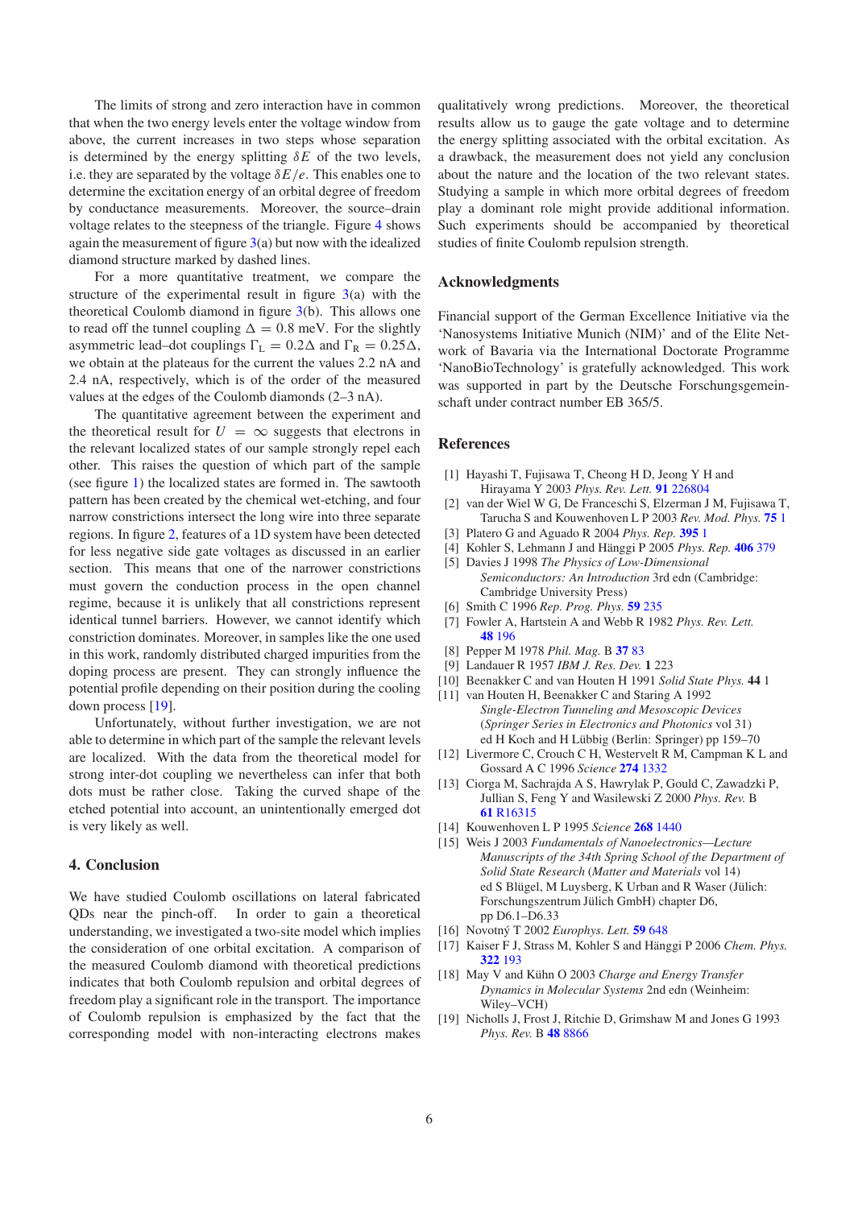The limits of strong and zero interaction have in common that when the two energy levels enter the voltage window from above, the current increases in two steps whose separation is determined by the energy splitting $\delta E$ of the two levels, i.e. they are separated by the voltage $\delta E/e$. This enables one to determine the excitation energy of an orbital degree of freedom by conductance measurements. Moreover, the source–drain voltage relates to the steepness of the triangle. Figure 4 shows again the measurement of figure 3(a) but now with the idealized diamond structure marked by dashed lines.

For a more quantitative treatment, we compare the structure of the experimental result in figure 3(a) with the theoretical Coulomb diamond in figure 3(b). This allows one to read off the tunnel coupling $\Delta = 0.8$ meV. For the slightly asymmetric lead–dot couplings $\Gamma_L = 0.2\Delta$ and $\Gamma_R = 0.25\Delta$, we obtain at the plateaus for the current the values 2.2 nA and 2.4 nA, respectively, which is of the order of the measured values at the edges of the Coulomb diamonds (2–3 nA).

The quantitative agreement between the experiment and the theoretical result for $U = \infty$ suggests that electrons in the relevant localized states of our sample strongly repel each other. This raises the question of which part of the sample (see figure 1) the localized states are formed in. The sawtooth pattern has been created by the chemical wet-etching, and four narrow constrictions intersect the long wire into three separate regions. In figure 2, features of a 1D system have been detected for less negative side gate voltages as discussed in an earlier section. This means that one of the narrower constrictions must govern the conduction process in the open channel regime, because it is unlikely that all constrictions represent identical tunnel barriers. However, we cannot identify which constriction dominates. Moreover, in samples like the one used in this work, randomly distributed charged impurities from the doping process are present. They can strongly influence the potential profile depending on their position during the cooling down process [19].

Unfortunately, without further investigation, we are not able to determine in which part of the sample the relevant levels are localized. With the data from the theoretical model for strong inter-dot coupling we nevertheless can infer that both dots must be rather close. Taking the curved shape of the etched potential into account, an unintentionally emerged dot is very likely as well.

## 4. Conclusion

We have studied Coulomb oscillations on lateral fabricated QDs near the pinch-off. In order to gain a theoretical understanding, we investigated a two-site model which implies the consideration of one orbital excitation. A comparison of the measured Coulomb diamond with theoretical predictions indicates that both Coulomb repulsion and orbital degrees of freedom play a significant role in the transport. The importance of Coulomb repulsion is emphasized by the fact that the corresponding model with non-interacting electrons makes qualitatively wrong predictions. Moreover, the theoretical results allow us to gauge the gate voltage and to determine the energy splitting associated with the orbital excitation. As a drawback, the measurement does not yield any conclusion about the nature and the location of the two relevant states. Studying a sample in which more orbital degrees of freedom play a dominant role might provide additional information. Such experiments should be accompanied by theoretical studies of finite Coulomb repulsion strength.

## Acknowledgments

Financial support of the German Excellence Initiative via the 'Nanosystems Initiative Munich (NIM)' and of the Elite Network of Bavaria via the International Doctorate Programme 'NanoBioTechnology' is gratefully acknowledged. This work was supported in part by the Deutsche Forschungsgemeinschaft under contract number EB 365/5.

## References

[1] Hayashi T, Fujisawa T, Cheong H D, Jeong Y H and Hirayama Y 2003 *Phys. Rev. Lett.* **91** 226804

[2] van der Wiel W G, De Franceschi S, Elzerman J M, Fujisawa T, Tarucha S and Kouwenhoven L P 2003 *Rev. Mod. Phys.* **75** 1

[3] Platero G and Aguado R 2004 *Phys. Rep.* **395** 1

[4] Kohler S, Lehmann J and Hänggi P 2005 *Phys. Rep.* **406** 379

[5] Davies J 1998 *The Physics of Low-Dimensional Semiconductors: An Introduction* 3rd edn (Cambridge: Cambridge University Press)

[6] Smith C 1996 *Rep. Prog. Phys.* **59** 235

[7] Fowler A, Hartstein A and Webb R 1982 *Phys. Rev. Lett.* **48** 196

[8] Pepper M 1978 *Phil. Mag.* B **37** 83

[9] Landauer R 1957 *IBM J. Res. Dev.* **1** 223

[10] Beenakker C and van Houten H 1991 *Solid State Phys.* **44** 1

[11] van Houten H, Beenakker C and Staring A 1992 *Single-Electron Tunneling and Mesoscopic Devices* (*Springer Series in Electronics and Photonics* vol 31) ed H Koch and H Lübbig (Berlin: Springer) pp 159–70

[12] Livermore C, Crouch C H, Westervelt R M, Campman K L and Gossard A C 1996 *Science* **274** 1332

[13] Ciorga M, Sachrajda A S, Hawrylak P, Gould C, Zawadzki P, Jullian S, Feng Y and Wasilewski Z 2000 *Phys. Rev.* B **61** R16315

[14] Kouwenhoven L P 1995 *Science* **268** 1440

[15] Weis J 2003 *Fundamentals of Nanoelectronics—Lecture Manuscripts of the 34th Spring School of the Department of Solid State Research* (*Matter and Materials* vol 14) ed S Blügel, M Luysberg, K Urban and R Waser (Jülich: Forschungszentrum Jülich GmbH) chapter D6, pp D6.1–D6.33

[16] Novotný T 2002 *Europhys. Lett.* **59** 648

[17] Kaiser F J, Strass M, Kohler S and Hänggi P 2006 *Chem. Phys.* **322** 193

[18] May V and Kühn O 2003 *Charge and Energy Transfer Dynamics in Molecular Systems* 2nd edn (Weinheim: Wiley–VCH)

[19] Nicholls J, Frost J, Ritchie D, Grimshaw M and Jones G 1993 *Phys. Rev.* B **48** 8866